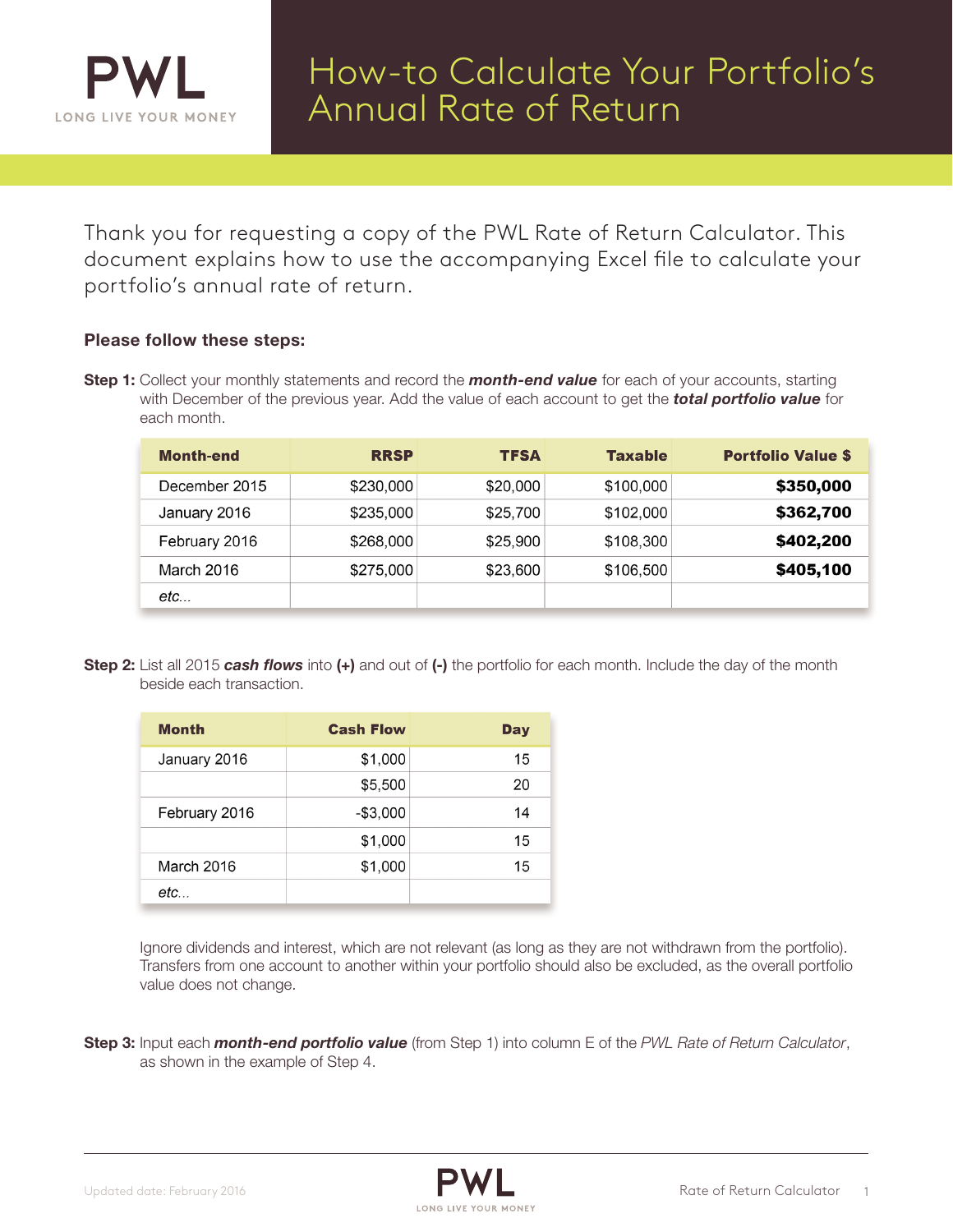PWL

LONG LIVE YOUR MONEY

# How-to Calculate Your Portfolio's Annual Rate of Return

Thank you for requesting a copy of the PWL Rate of Return Calculator. This document explains how to use the accompanying Excel file to calculate your portfolio's annual rate of return.

**Please follow these steps:**

**Step 1:** Collect your monthly statements and record the ***month-end value*** for each of your accounts, starting with December of the previous year. Add the value of each account to get the ***total portfolio value*** for each month.

| Month-end | RRSP | TFSA | Taxable | Portfolio Value $ |
|---|---:|---:|---:|---:|
| December 2015 | $230,000 | $20,000 | $100,000 | **$350,000** |
| January 2016 | $235,000 | $25,700 | $102,000 | **$362,700** |
| February 2016 | $268,000 | $25,900 | $108,300 | **$402,200** |
| March 2016 | $275,000 | $23,600 | $106,500 | **$405,100** |
| *etc...* | | | | |

**Step 2:** List all 2015 ***cash flows*** into **(+)** and out of **(-)** the portfolio for each month. Include the day of the month beside each transaction.

| Month | Cash Flow | Day |
|---|---:|---:|
| January 2016 | $1,000 | 15 |
| | $5,500 | 20 |
| February 2016 | -$3,000 | 14 |
| | $1,000 | 15 |
| March 2016 | $1,000 | 15 |
| *etc...* | | |

Ignore dividends and interest, which are not relevant (as long as they are not withdrawn from the portfolio). Transfers from one account to another within your portfolio should also be excluded, as the overall portfolio value does not change.

**Step 3:** Input each ***month-end portfolio value*** (from Step 1) into column E of the *PWL Rate of Return Calculator*, as shown in the example of Step 4.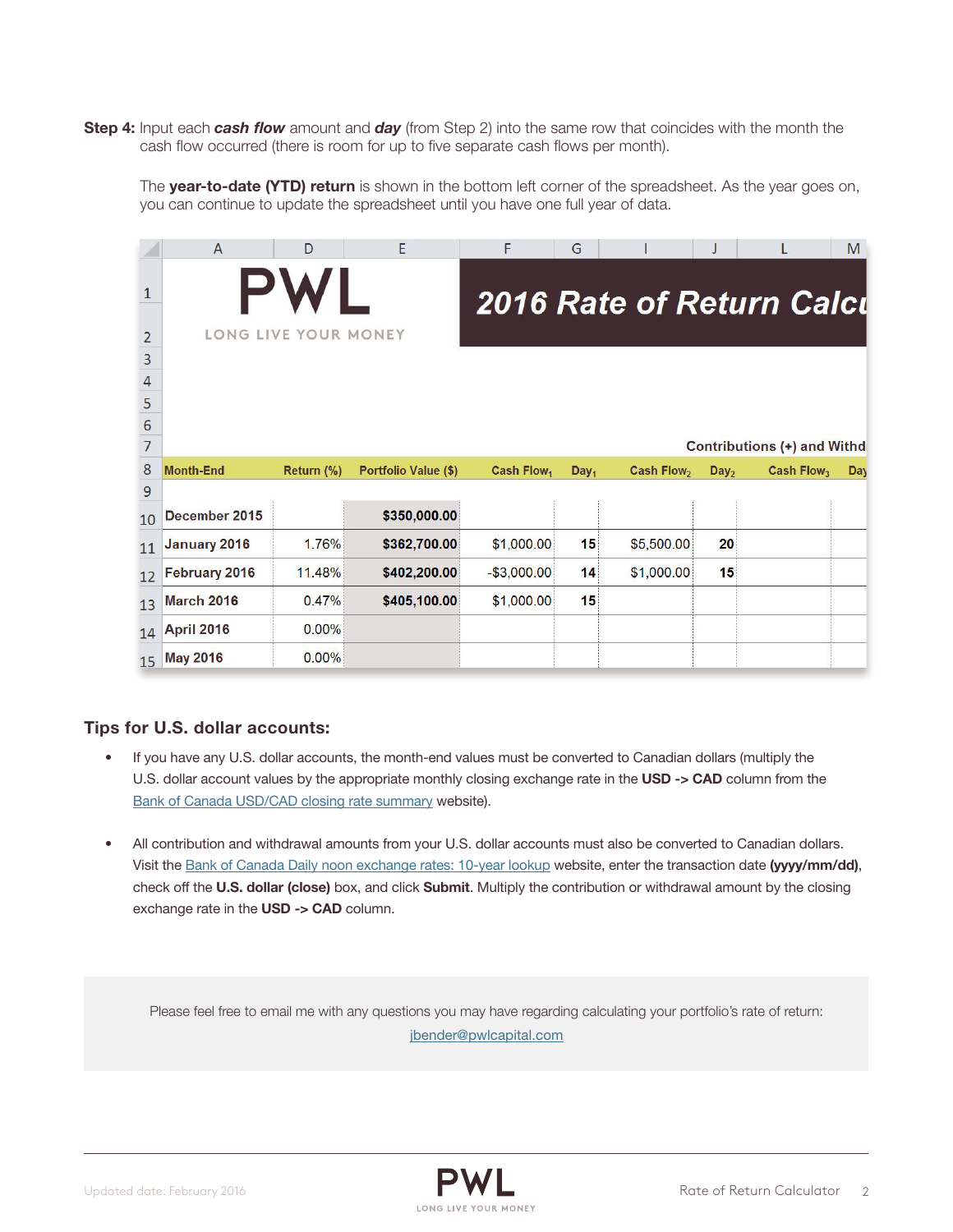**Step 4:** Input each ***cash flow*** amount and ***day*** (from Step 2) into the same row that coincides with the month the cash flow occurred (there is room for up to five separate cash flows per month).

The **year-to-date (YTD) return** is shown in the bottom left corner of the spreadsheet. As the year goes on, you can continue to update the spreadsheet until you have one full year of data.

PWL

LONG LIVE YOUR MONEY

**2016 Rate of Return Calcu**

Contributions (+) and Withd

| Month-End | Return (%) | Portfolio Value ($) | Cash Flow$_1$ | Day$_1$ | Cash Flow$_2$ | Day$_2$ | Cash Flow$_3$ | Day |
|---|---|---|---|---|---|---|---|---|
| December 2015 | | $350,000.00 | | | | | | |
| January 2016 | 1.76% | $362,700.00 | $1,000.00 | 15 | $5,500.00 | 20 | | |
| February 2016 | 11.48% | $402,200.00 | -$3,000.00 | 14 | $1,000.00 | 15 | | |
| March 2016 | 0.47% | $405,100.00 | $1,000.00 | 15 | | | | |
| April 2016 | 0.00% | | | | | | | |
| May 2016 | 0.00% | | | | | | | |

### Tips for U.S. dollar accounts:

- If you have any U.S. dollar accounts, the month-end values must be converted to Canadian dollars (multiply the U.S. dollar account values by the appropriate monthly closing exchange rate in the **USD -> CAD** column from the Bank of Canada USD/CAD closing rate summary website).

- All contribution and withdrawal amounts from your U.S. dollar accounts must also be converted to Canadian dollars. Visit the Bank of Canada Daily noon exchange rates: 10-year lookup website, enter the transaction date **(yyyy/mm/dd)**, check off the **U.S. dollar (close)** box, and click **Submit**. Multiply the contribution or withdrawal amount by the closing exchange rate in the **USD -> CAD** column.

Please feel free to email me with any questions you may have regarding calculating your portfolio's rate of return: jbender@pwlcapital.com